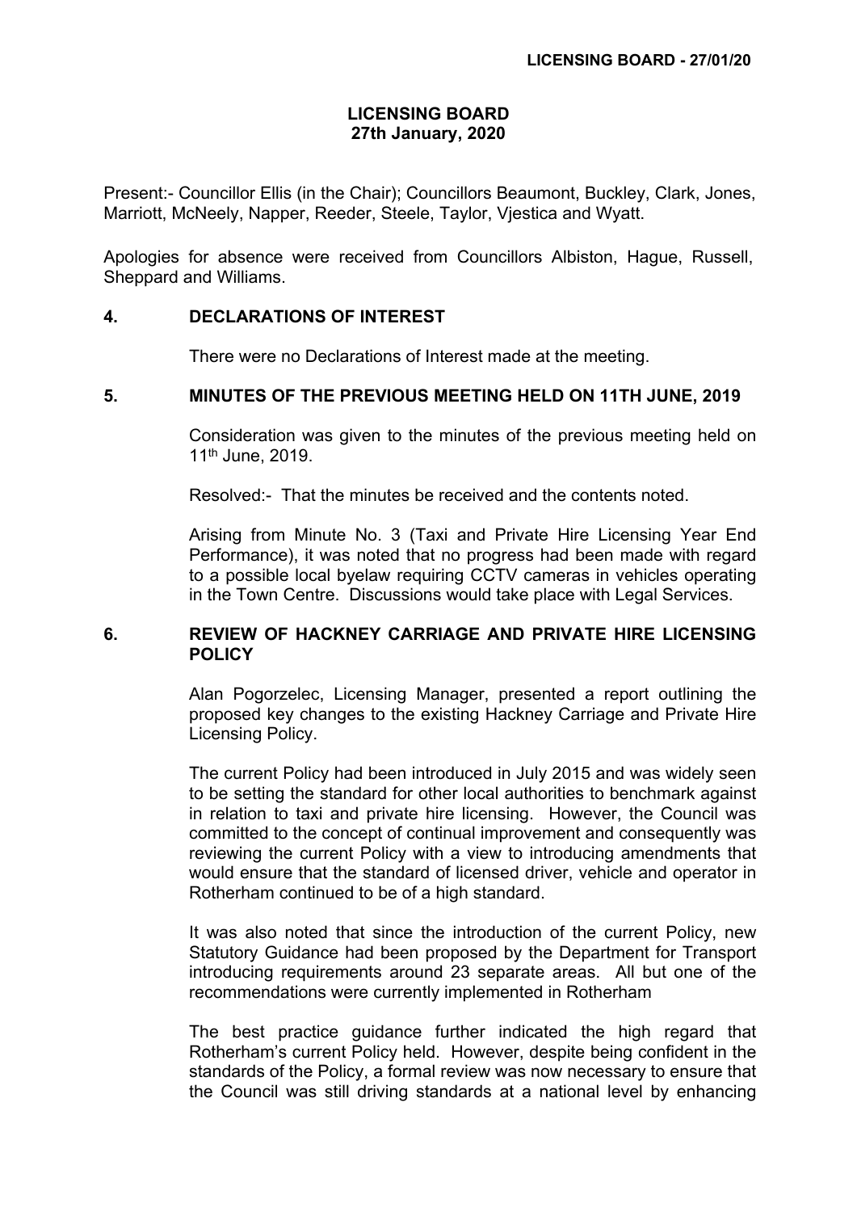# LICENSING BOARD
## 27th January, 2020

Present:- Councillor Ellis (in the Chair); Councillors Beaumont, Buckley, Clark, Jones, Marriott, McNeely, Napper, Reeder, Steele, Taylor, Vjestica and Wyatt.

Apologies for absence were received from Councillors Albiston, Hague, Russell, Sheppard and Williams.

### 4. DECLARATIONS OF INTEREST

There were no Declarations of Interest made at the meeting.

### 5. MINUTES OF THE PREVIOUS MEETING HELD ON 11TH JUNE, 2019

Consideration was given to the minutes of the previous meeting held on 11th June, 2019.

Resolved:- That the minutes be received and the contents noted.

Arising from Minute No. 3 (Taxi and Private Hire Licensing Year End Performance), it was noted that no progress had been made with regard to a possible local byelaw requiring CCTV cameras in vehicles operating in the Town Centre. Discussions would take place with Legal Services.

### 6. REVIEW OF HACKNEY CARRIAGE AND PRIVATE HIRE LICENSING POLICY

Alan Pogorzelec, Licensing Manager, presented a report outlining the proposed key changes to the existing Hackney Carriage and Private Hire Licensing Policy.

The current Policy had been introduced in July 2015 and was widely seen to be setting the standard for other local authorities to benchmark against in relation to taxi and private hire licensing. However, the Council was committed to the concept of continual improvement and consequently was reviewing the current Policy with a view to introducing amendments that would ensure that the standard of licensed driver, vehicle and operator in Rotherham continued to be of a high standard.

It was also noted that since the introduction of the current Policy, new Statutory Guidance had been proposed by the Department for Transport introducing requirements around 23 separate areas. All but one of the recommendations were currently implemented in Rotherham

The best practice guidance further indicated the high regard that Rotherham's current Policy held. However, despite being confident in the standards of the Policy, a formal review was now necessary to ensure that the Council was still driving standards at a national level by enhancing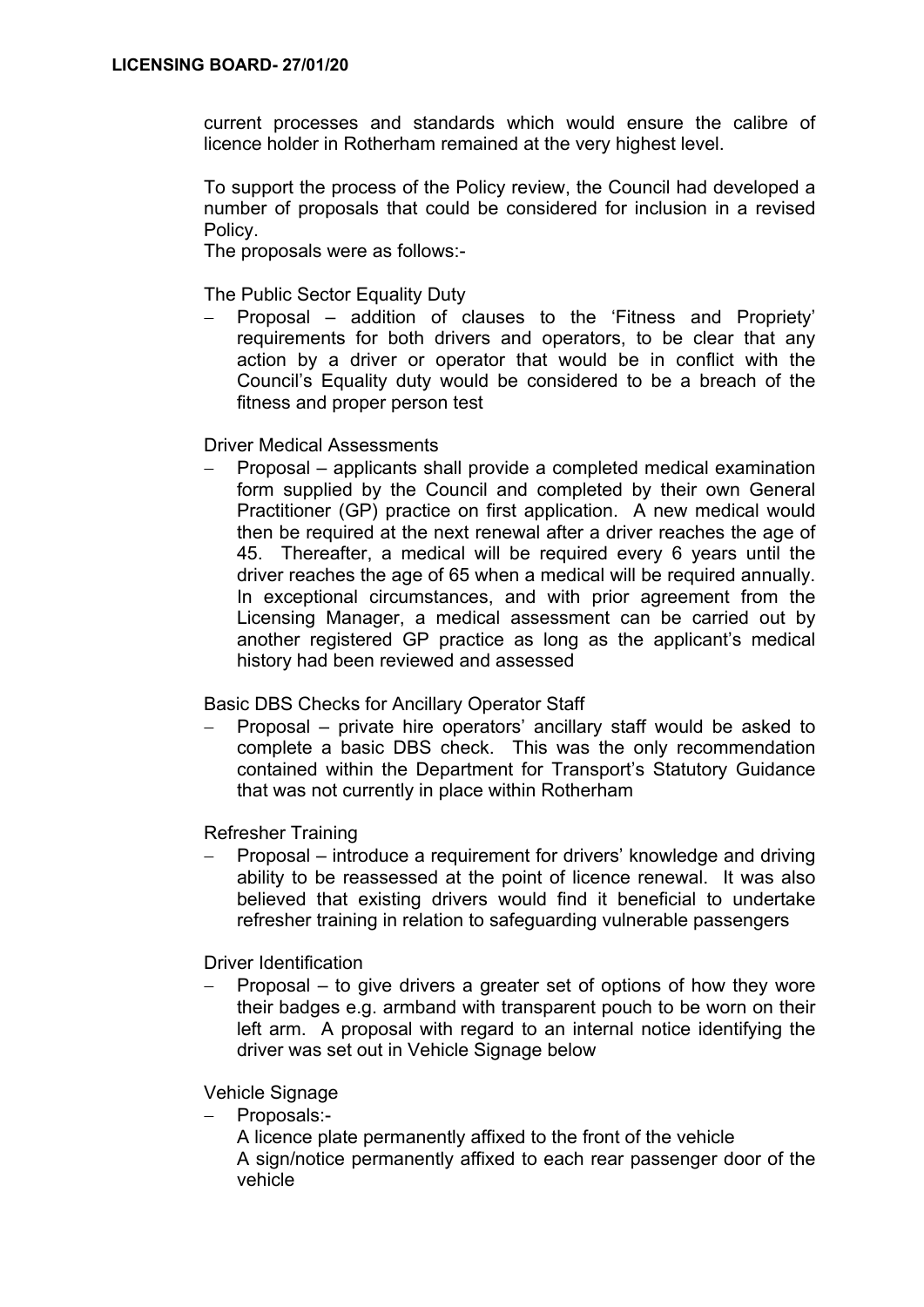current processes and standards which would ensure the calibre of licence holder in Rotherham remained at the very highest level.

To support the process of the Policy review, the Council had developed a number of proposals that could be considered for inclusion in a revised Policy.

The proposals were as follows:-

The Public Sector Equality Duty

- Proposal – addition of clauses to the 'Fitness and Propriety' requirements for both drivers and operators, to be clear that any action by a driver or operator that would be in conflict with the Council's Equality duty would be considered to be a breach of the fitness and proper person test

Driver Medical Assessments

- Proposal – applicants shall provide a completed medical examination form supplied by the Council and completed by their own General Practitioner (GP) practice on first application. A new medical would then be required at the next renewal after a driver reaches the age of 45. Thereafter, a medical will be required every 6 years until the driver reaches the age of 65 when a medical will be required annually. In exceptional circumstances, and with prior agreement from the Licensing Manager, a medical assessment can be carried out by another registered GP practice as long as the applicant's medical history had been reviewed and assessed

Basic DBS Checks for Ancillary Operator Staff

- Proposal – private hire operators' ancillary staff would be asked to complete a basic DBS check. This was the only recommendation contained within the Department for Transport's Statutory Guidance that was not currently in place within Rotherham

Refresher Training

- Proposal – introduce a requirement for drivers' knowledge and driving ability to be reassessed at the point of licence renewal. It was also believed that existing drivers would find it beneficial to undertake refresher training in relation to safeguarding vulnerable passengers

Driver Identification

- Proposal – to give drivers a greater set of options of how they wore their badges e.g. armband with transparent pouch to be worn on their left arm. A proposal with regard to an internal notice identifying the driver was set out in Vehicle Signage below

Vehicle Signage

- Proposals:-

  A licence plate permanently affixed to the front of the vehicle

  A sign/notice permanently affixed to each rear passenger door of the vehicle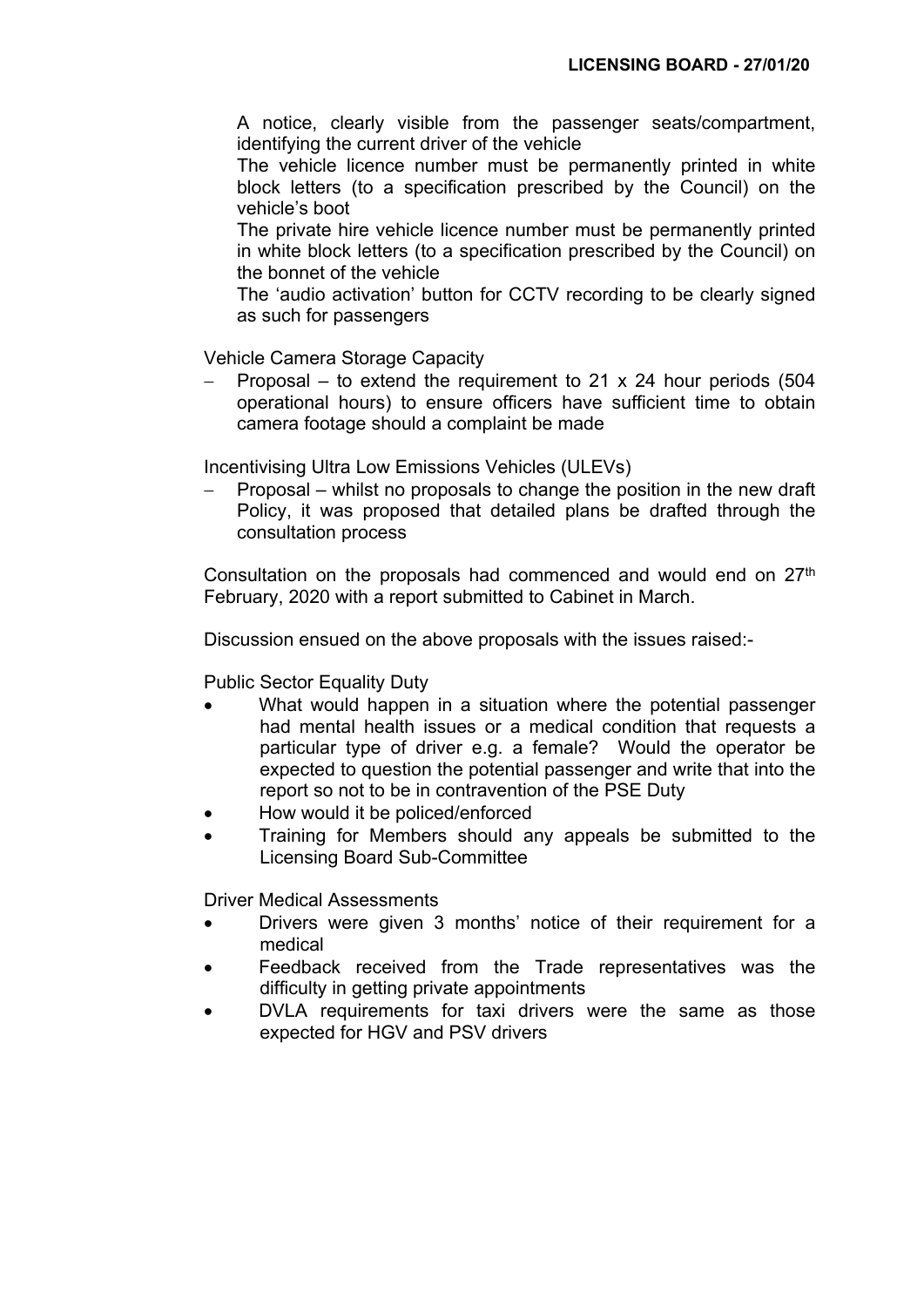A notice, clearly visible from the passenger seats/compartment, identifying the current driver of the vehicle

The vehicle licence number must be permanently printed in white block letters (to a specification prescribed by the Council) on the vehicle's boot

The private hire vehicle licence number must be permanently printed in white block letters (to a specification prescribed by the Council) on the bonnet of the vehicle

The 'audio activation' button for CCTV recording to be clearly signed as such for passengers

Vehicle Camera Storage Capacity

- Proposal – to extend the requirement to 21 x 24 hour periods (504 operational hours) to ensure officers have sufficient time to obtain camera footage should a complaint be made

Incentivising Ultra Low Emissions Vehicles (ULEVs)

- Proposal – whilst no proposals to change the position in the new draft Policy, it was proposed that detailed plans be drafted through the consultation process

Consultation on the proposals had commenced and would end on 27th February, 2020 with a report submitted to Cabinet in March.

Discussion ensued on the above proposals with the issues raised:-

Public Sector Equality Duty

- What would happen in a situation where the potential passenger had mental health issues or a medical condition that requests a particular type of driver e.g. a female? Would the operator be expected to question the potential passenger and write that into the report so not to be in contravention of the PSE Duty
- How would it be policed/enforced
- Training for Members should any appeals be submitted to the Licensing Board Sub-Committee

Driver Medical Assessments

- Drivers were given 3 months' notice of their requirement for a medical
- Feedback received from the Trade representatives was the difficulty in getting private appointments
- DVLA requirements for taxi drivers were the same as those expected for HGV and PSV drivers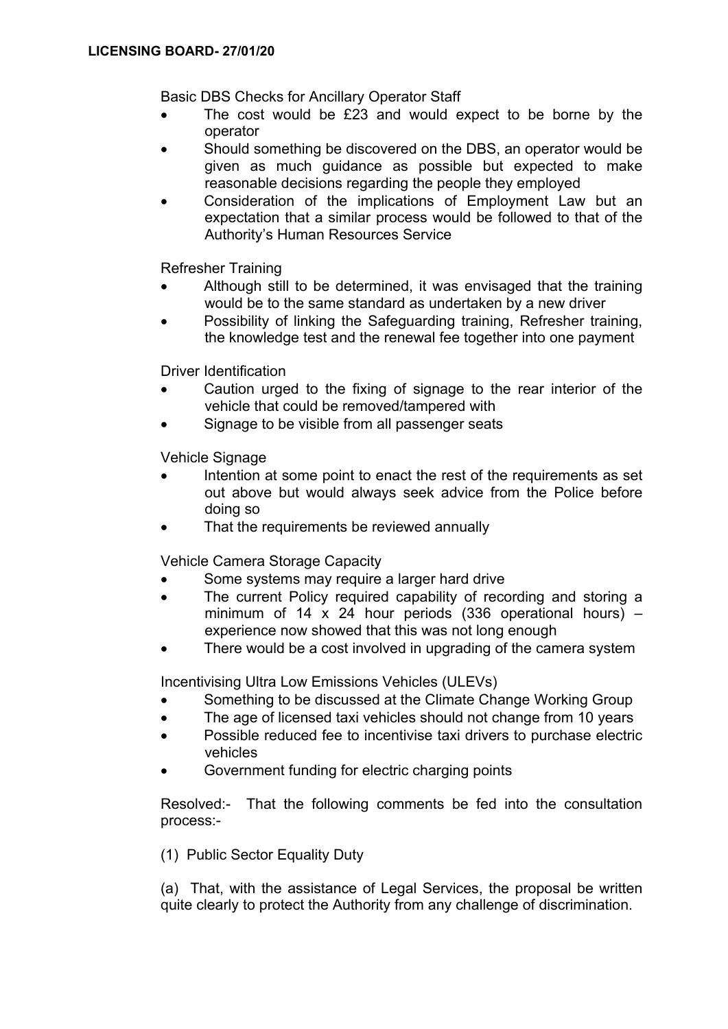Basic DBS Checks for Ancillary Operator Staff

- The cost would be £23 and would expect to be borne by the operator
- Should something be discovered on the DBS, an operator would be given as much guidance as possible but expected to make reasonable decisions regarding the people they employed
- Consideration of the implications of Employment Law but an expectation that a similar process would be followed to that of the Authority's Human Resources Service

Refresher Training

- Although still to be determined, it was envisaged that the training would be to the same standard as undertaken by a new driver
- Possibility of linking the Safeguarding training, Refresher training, the knowledge test and the renewal fee together into one payment

Driver Identification

- Caution urged to the fixing of signage to the rear interior of the vehicle that could be removed/tampered with
- Signage to be visible from all passenger seats

Vehicle Signage

- Intention at some point to enact the rest of the requirements as set out above but would always seek advice from the Police before doing so
- That the requirements be reviewed annually

Vehicle Camera Storage Capacity

- Some systems may require a larger hard drive
- The current Policy required capability of recording and storing a minimum of 14 x 24 hour periods (336 operational hours) – experience now showed that this was not long enough
- There would be a cost involved in upgrading of the camera system

Incentivising Ultra Low Emissions Vehicles (ULEVs)

- Something to be discussed at the Climate Change Working Group
- The age of licensed taxi vehicles should not change from 10 years
- Possible reduced fee to incentivise taxi drivers to purchase electric vehicles
- Government funding for electric charging points

Resolved:- That the following comments be fed into the consultation process:-

(1) Public Sector Equality Duty

(a) That, with the assistance of Legal Services, the proposal be written quite clearly to protect the Authority from any challenge of discrimination.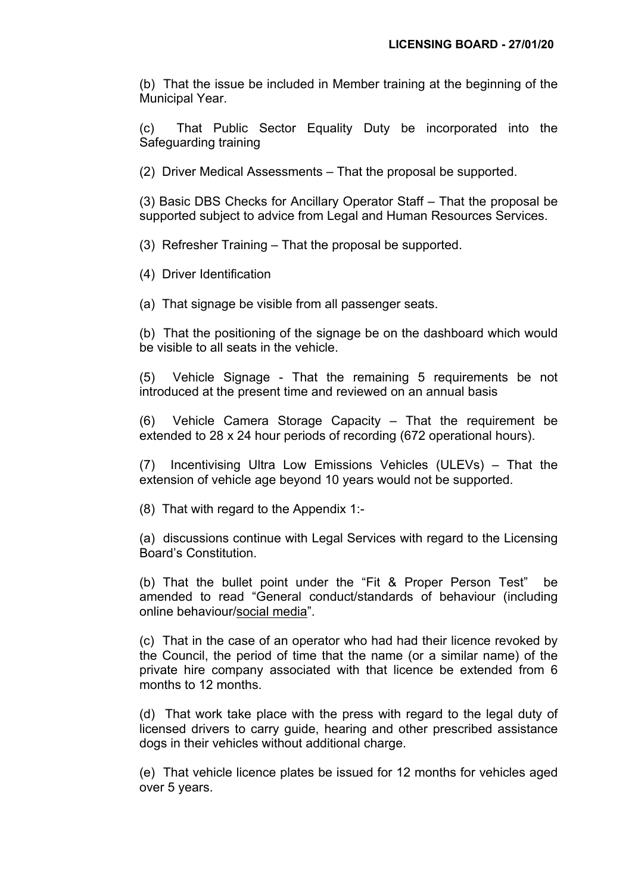(b) That the issue be included in Member training at the beginning of the Municipal Year.

(c) That Public Sector Equality Duty be incorporated into the Safeguarding training

(2) Driver Medical Assessments – That the proposal be supported.

(3) Basic DBS Checks for Ancillary Operator Staff – That the proposal be supported subject to advice from Legal and Human Resources Services.

(3) Refresher Training – That the proposal be supported.

(4) Driver Identification

(a) That signage be visible from all passenger seats.

(b) That the positioning of the signage be on the dashboard which would be visible to all seats in the vehicle.

(5) Vehicle Signage - That the remaining 5 requirements be not introduced at the present time and reviewed on an annual basis

(6) Vehicle Camera Storage Capacity – That the requirement be extended to 28 x 24 hour periods of recording (672 operational hours).

(7) Incentivising Ultra Low Emissions Vehicles (ULEVs) – That the extension of vehicle age beyond 10 years would not be supported.

(8) That with regard to the Appendix 1:-

(a) discussions continue with Legal Services with regard to the Licensing Board's Constitution.

(b) That the bullet point under the "Fit & Proper Person Test" be amended to read "General conduct/standards of behaviour (including online behaviour/social media".

(c) That in the case of an operator who had had their licence revoked by the Council, the period of time that the name (or a similar name) of the private hire company associated with that licence be extended from 6 months to 12 months.

(d) That work take place with the press with regard to the legal duty of licensed drivers to carry guide, hearing and other prescribed assistance dogs in their vehicles without additional charge.

(e) That vehicle licence plates be issued for 12 months for vehicles aged over 5 years.